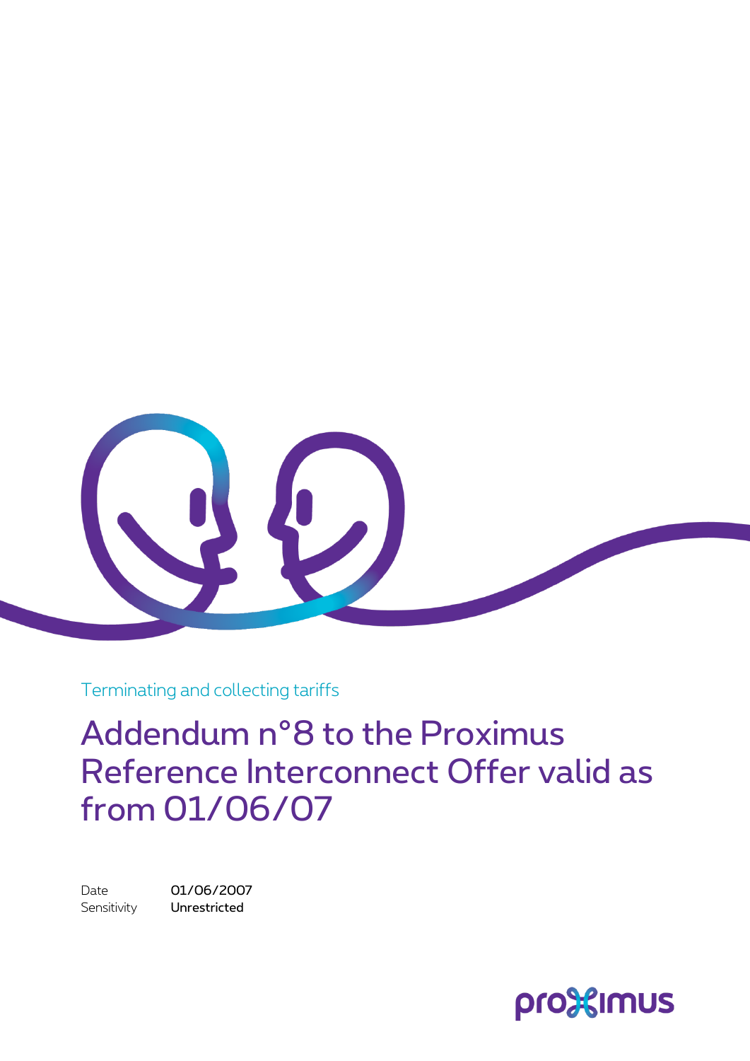Terminating and collecting tariffs

# Addendum n°8 to the Proximus Reference Interconnect Offer valid as from 01/06/07

Date 01/06/2007
Sensitivity **Unrestricted**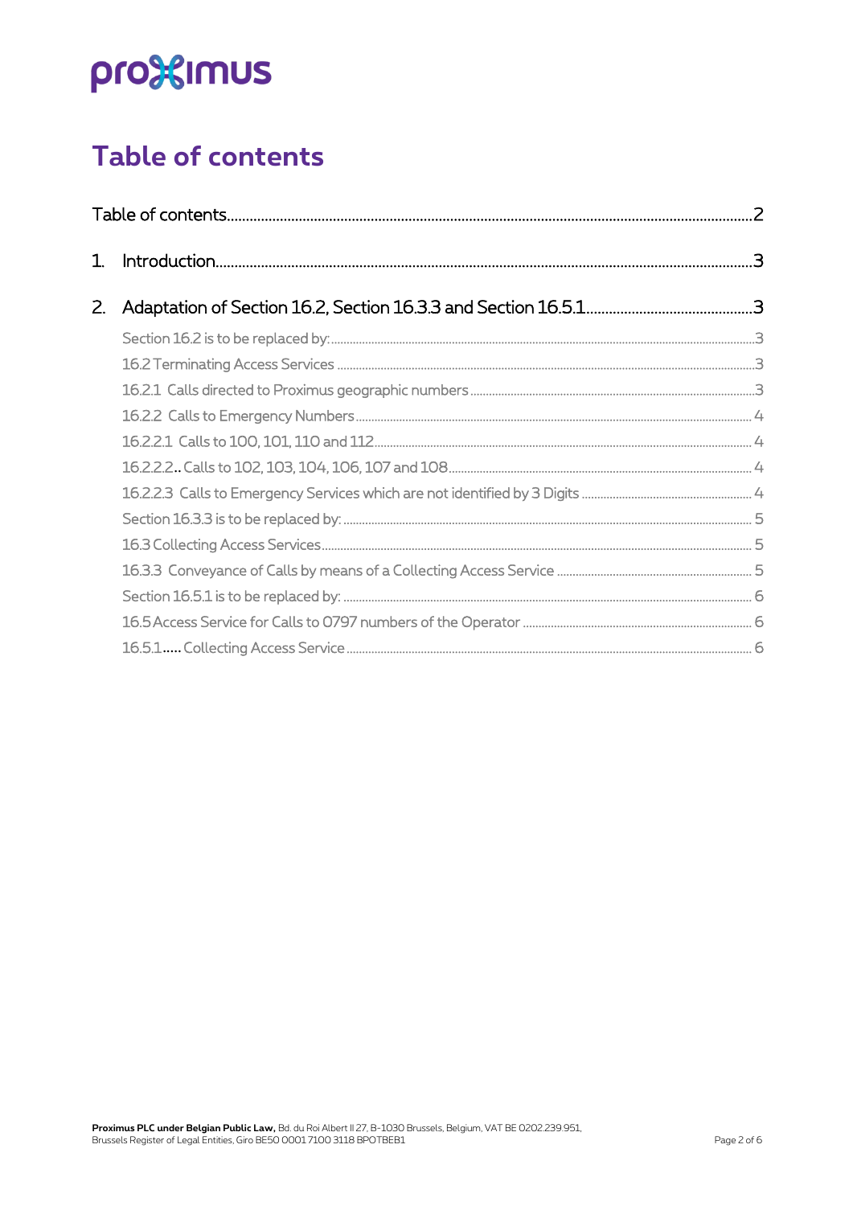# Table of contents

Table of contents ........................................................ 2

1. Introduction ........................................................ 3

2. Adaptation of Section 16.2, Section 16.3.3 and Section 16.5.1 ........................................................ 3

   Section 16.2 is to be replaced by: ........................................................ 3

   16.2 Terminating Access Services ........................................................ 3

   16.2.1 Calls directed to Proximus geographic numbers ........................................................ 3

   16.2.2 Calls to Emergency Numbers ........................................................ 4

   16.2.2.1 Calls to 100, 101, 110 and 112 ........................................................ 4

   16.2.2.2.. Calls to 102, 103, 104, 106, 107 and 108 ........................................................ 4

   16.2.2.3 Calls to Emergency Services which are not identified by 3 Digits ........................................................ 4

   Section 16.3.3 is to be replaced by: ........................................................ 5

   16.3 Collecting Access Services ........................................................ 5

   16.3.3 Conveyance of Calls by means of a Collecting Access Service ........................................................ 5

   Section 16.5.1 is to be replaced by: ........................................................ 6

   16.5 Access Service for Calls to 0797 numbers of the Operator ........................................................ 6

   16.5.1..... Collecting Access Service ........................................................ 6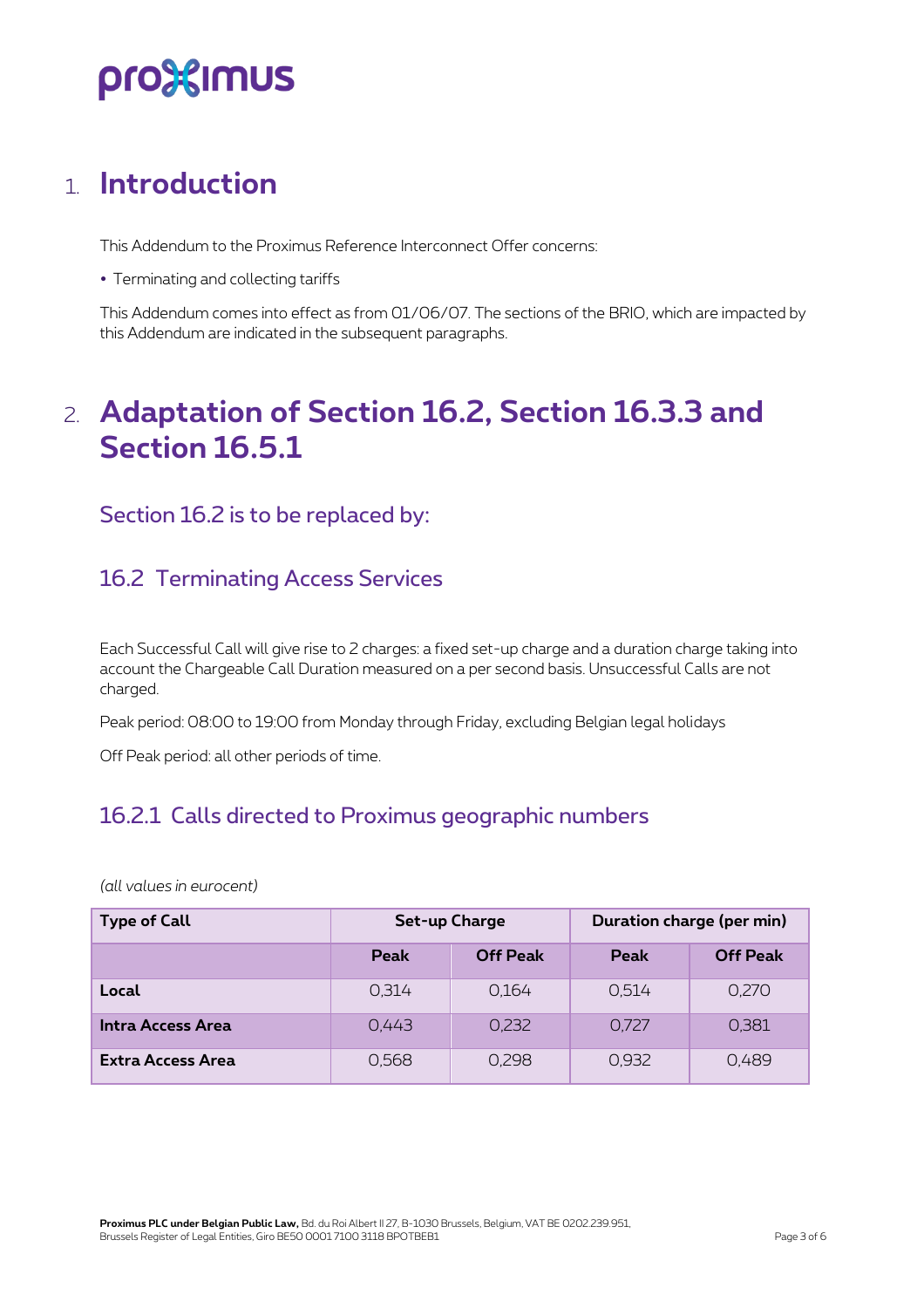# 1. Introduction

This Addendum to the Proximus Reference Interconnect Offer concerns:

- Terminating and collecting tariffs

This Addendum comes into effect as from 01/06/07. The sections of the BRIO, which are impacted by this Addendum are indicated in the subsequent paragraphs.

# 2. Adaptation of Section 16.2, Section 16.3.3 and Section 16.5.1

## Section 16.2 is to be replaced by:

## 16.2 Terminating Access Services

Each Successful Call will give rise to 2 charges: a fixed set-up charge and a duration charge taking into account the Chargeable Call Duration measured on a per second basis. Unsuccessful Calls are not charged.

Peak period: 08:00 to 19:00 from Monday through Friday, excluding Belgian legal holidays

Off Peak period: all other periods of time.

## 16.2.1 Calls directed to Proximus geographic numbers

*(all values in eurocent)*

| Type of Call | Set-up Charge | | Duration charge (per min) | |
|---|---|---|---|---|
| | **Peak** | **Off Peak** | **Peak** | **Off Peak** |
| **Local** | 0,314 | 0,164 | 0,514 | 0,270 |
| **Intra Access Area** | 0,443 | 0,232 | 0,727 | 0,381 |
| **Extra Access Area** | 0,568 | 0,298 | 0,932 | 0,489 |

**Proximus PLC under Belgian Public Law,** Bd. du Roi Albert II 27, B-1030 Brussels, Belgium, VAT BE 0202.239.951, Brussels Register of Legal Entities, Giro BE50 0001 7100 3118 BPOTBEB1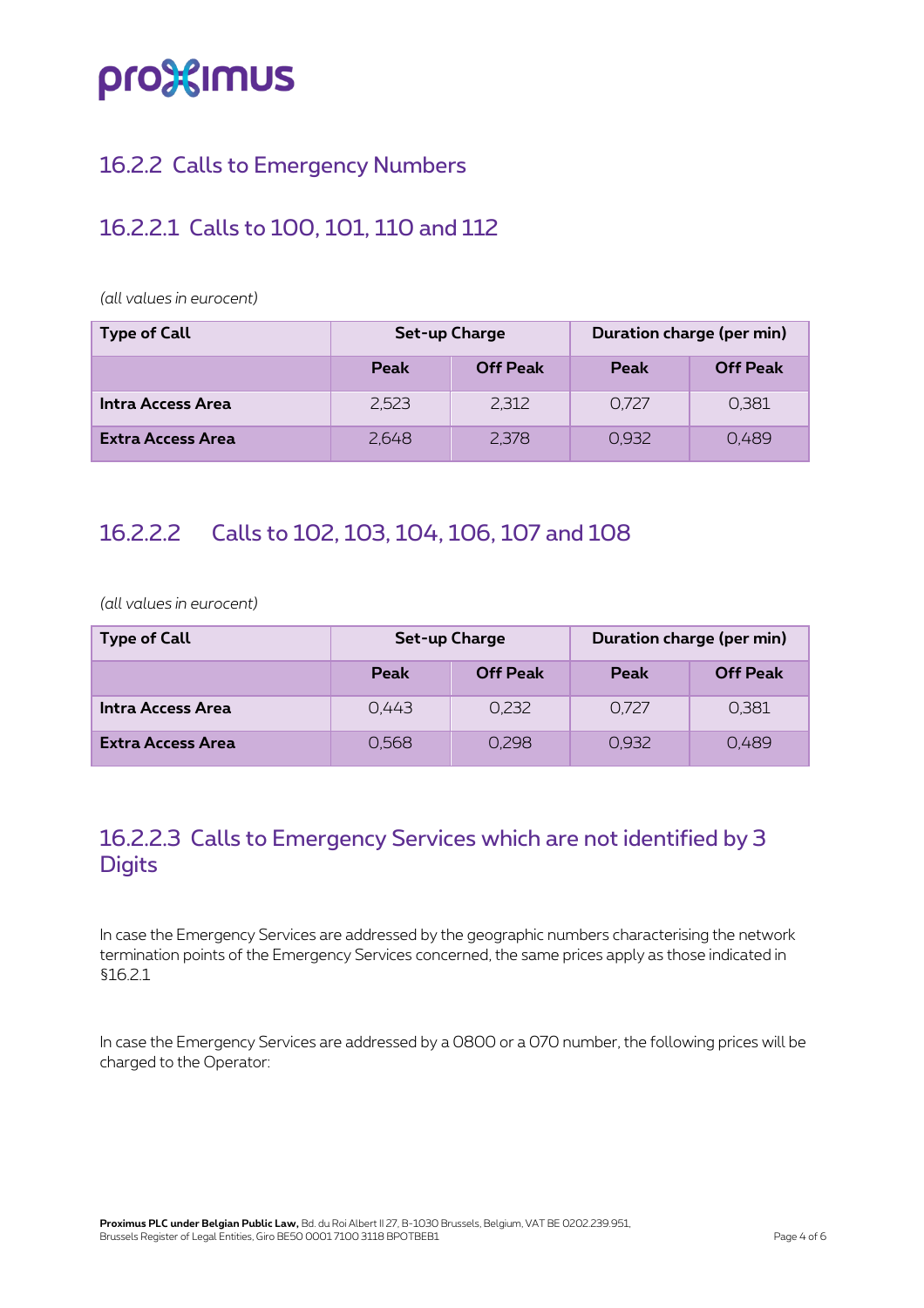## 16.2.2 Calls to Emergency Numbers

### 16.2.2.1 Calls to 100, 101, 110 and 112

*(all values in eurocent)*

| Type of Call | Set-up Charge | | Duration charge (per min) | |
|---|---|---|---|---|
| | Peak | Off Peak | Peak | Off Peak |
| **Intra Access Area** | 2,523 | 2,312 | 0,727 | 0,381 |
| **Extra Access Area** | 2,648 | 2,378 | 0,932 | 0,489 |

### 16.2.2.2 Calls to 102, 103, 104, 106, 107 and 108

*(all values in eurocent)*

| Type of Call | Set-up Charge | | Duration charge (per min) | |
|---|---|---|---|---|
| | Peak | Off Peak | Peak | Off Peak |
| **Intra Access Area** | 0,443 | 0,232 | 0,727 | 0,381 |
| **Extra Access Area** | 0,568 | 0,298 | 0,932 | 0,489 |

### 16.2.2.3 Calls to Emergency Services which are not identified by 3 Digits

In case the Emergency Services are addressed by the geographic numbers characterising the network termination points of the Emergency Services concerned, the same prices apply as those indicated in §16.2.1

In case the Emergency Services are addressed by a 0800 or a 070 number, the following prices will be charged to the Operator: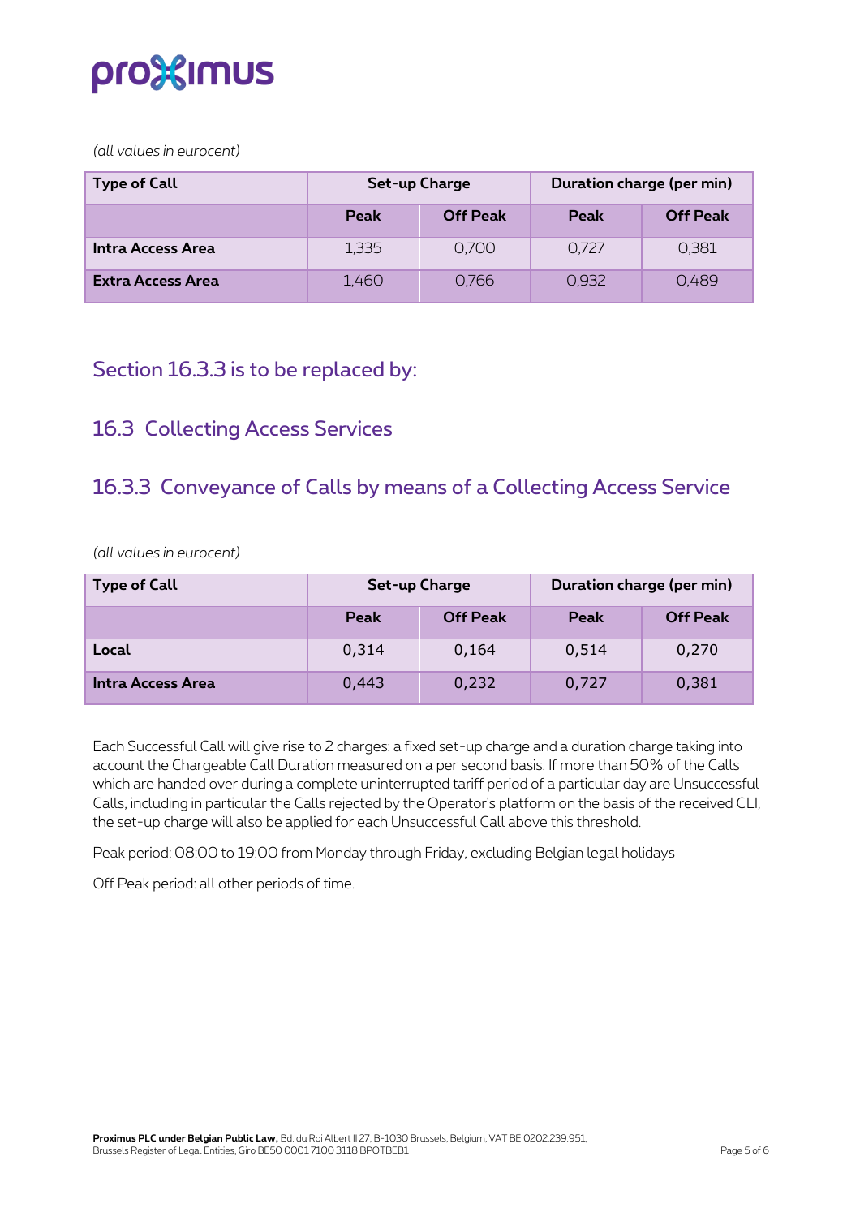*(all values in eurocent)*

| Type of Call | Set-up Charge | | Duration charge (per min) | |
|---|---|---|---|---|
| | Peak | Off Peak | Peak | Off Peak |
| **Intra Access Area** | 1,335 | 0,700 | 0,727 | 0,381 |
| **Extra Access Area** | 1,460 | 0,766 | 0,932 | 0,489 |

## Section 16.3.3 is to be replaced by:

## 16.3 Collecting Access Services

### 16.3.3 Conveyance of Calls by means of a Collecting Access Service

*(all values in eurocent)*

| Type of Call | Set-up Charge | | Duration charge (per min) | |
|---|---|---|---|---|
| | Peak | Off Peak | Peak | Off Peak |
| **Local** | 0,314 | 0,164 | 0,514 | 0,270 |
| **Intra Access Area** | 0,443 | 0,232 | 0,727 | 0,381 |

Each Successful Call will give rise to 2 charges: a fixed set-up charge and a duration charge taking into account the Chargeable Call Duration measured on a per second basis. If more than 50% of the Calls which are handed over during a complete uninterrupted tariff period of a particular day are Unsuccessful Calls, including in particular the Calls rejected by the Operator's platform on the basis of the received CLI, the set-up charge will also be applied for each Unsuccessful Call above this threshold.

Peak period: 08:00 to 19:00 from Monday through Friday, excluding Belgian legal holidays

Off Peak period: all other periods of time.

**Proximus PLC under Belgian Public Law,** Bd. du Roi Albert II 27, B-1030 Brussels, Belgium, VAT BE 0202.239.951, Brussels Register of Legal Entities, Giro BE50 0001 7100 3118 BPOTBEB1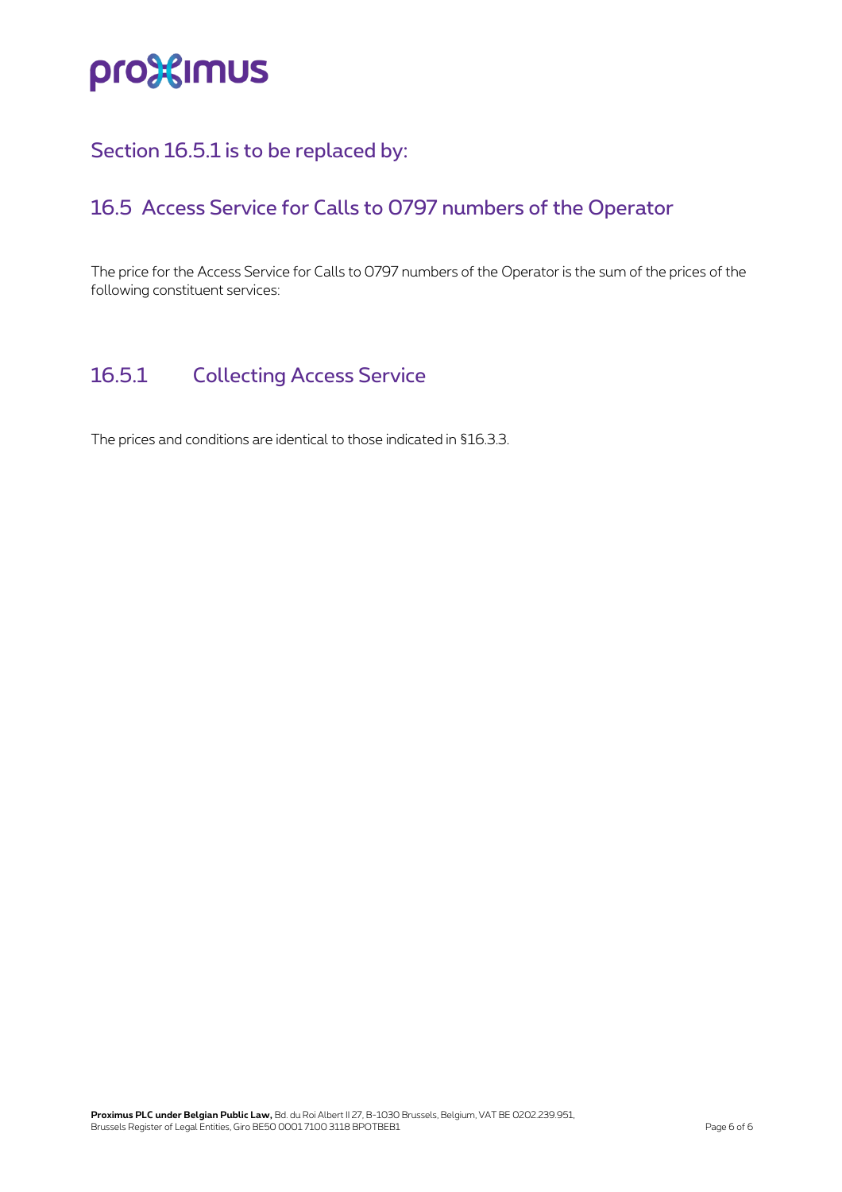## Section 16.5.1 is to be replaced by:

## 16.5 Access Service for Calls to 0797 numbers of the Operator

The price for the Access Service for Calls to 0797 numbers of the Operator is the sum of the prices of the following constituent services:

### 16.5.1 Collecting Access Service

The prices and conditions are identical to those indicated in §16.3.3.